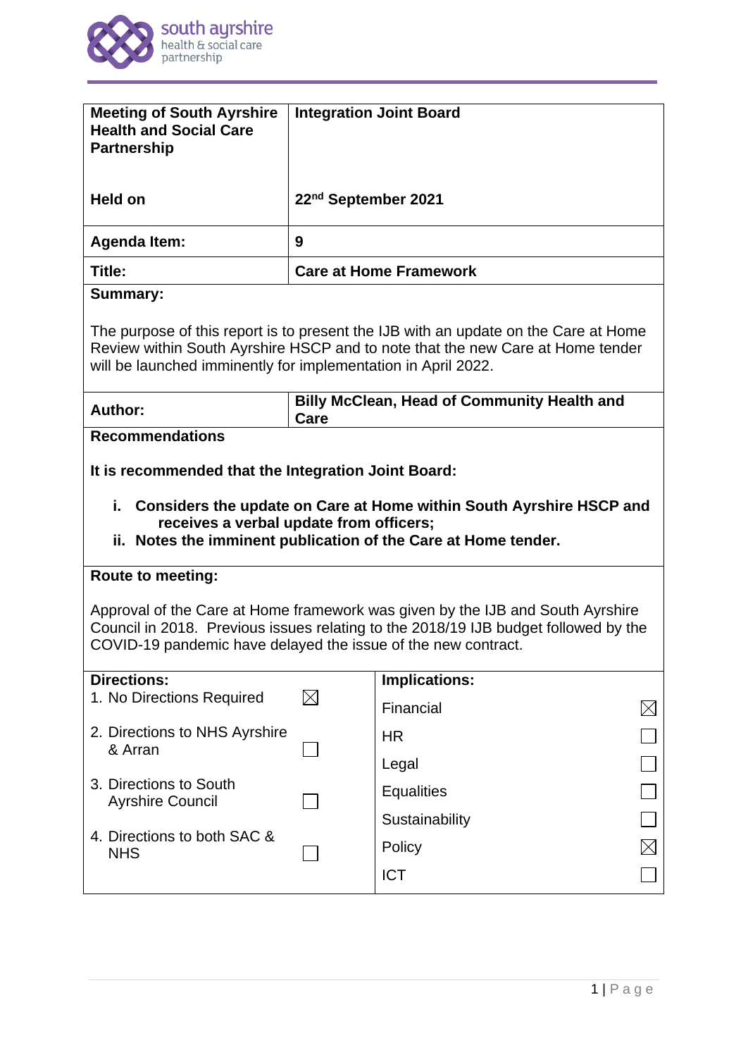| **Meeting of South Ayrshire Health and Social Care Partnership** | **Integration Joint Board** |
|---|---|
| **Held on** | **22nd September 2021** |
| **Agenda Item:** | **9** |
| **Title:** | **Care at Home Framework** |

**Summary:**

The purpose of this report is to present the IJB with an update on the Care at Home Review within South Ayrshire HSCP and to note that the new Care at Home tender will be launched imminently for implementation in April 2022.

| **Author:** | **Billy McClean, Head of Community Health and Care** |
|---|---|

**Recommendations**

**It is recommended that the Integration Joint Board:**

i. **Considers the update on Care at Home within South Ayrshire HSCP and receives a verbal update from officers;**
ii. **Notes the imminent publication of the Care at Home tender.**

**Route to meeting:**

Approval of the Care at Home framework was given by the IJB and South Ayrshire Council in 2018. Previous issues relating to the 2018/19 IJB budget followed by the COVID-19 pandemic have delayed the issue of the new contract.

| **Directions:** | | **Implications:** | |
|---|---|---|---|
| 1. No Directions Required | ☒ | Financial | ☒ |
| 2. Directions to NHS Ayrshire & Arran | ☐ | HR | ☐ |
| | | Legal | ☐ |
| 3. Directions to South Ayrshire Council | ☐ | Equalities | ☐ |
| | | Sustainability | ☐ |
| 4. Directions to both SAC & NHS | ☐ | Policy | ☒ |
| | | ICT | ☐ |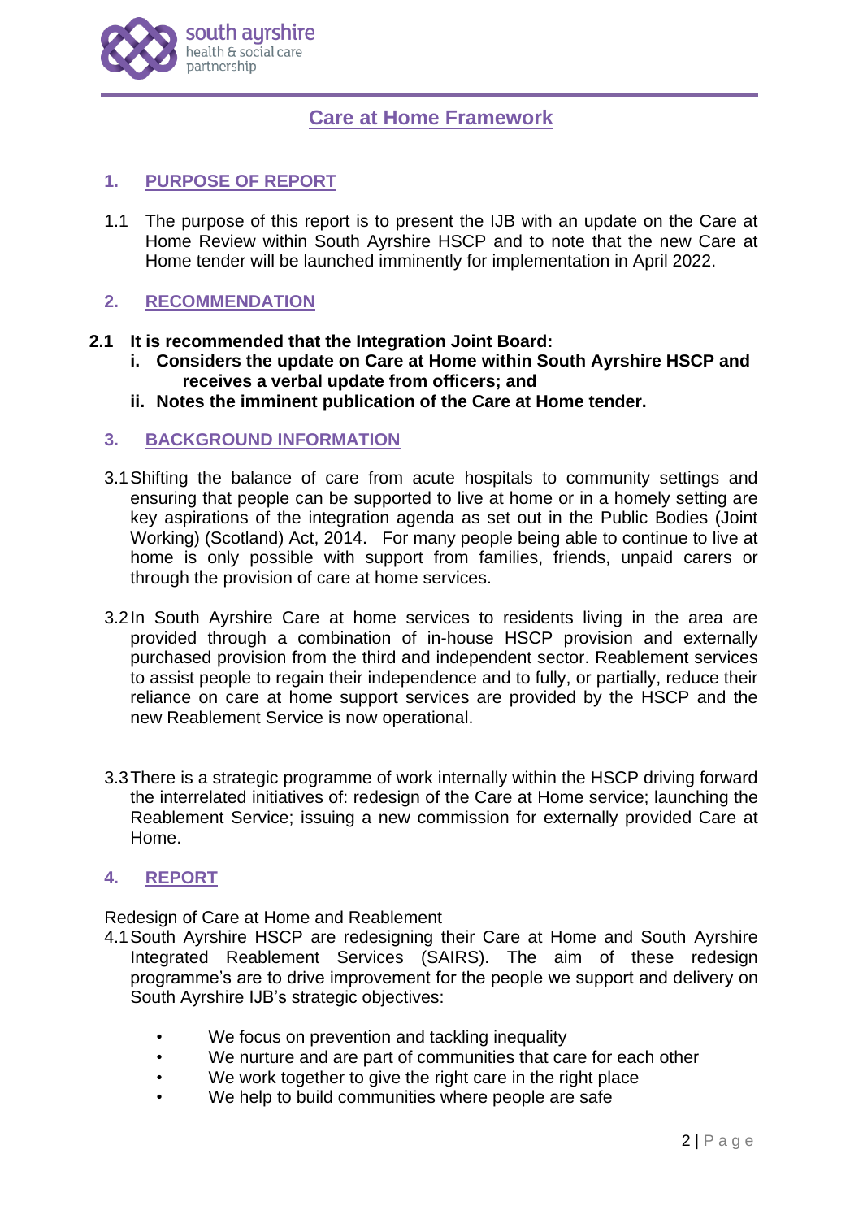# Care at Home Framework

## 1. PURPOSE OF REPORT

1.1 The purpose of this report is to present the IJB with an update on the Care at Home Review within South Ayrshire HSCP and to note that the new Care at Home tender will be launched imminently for implementation in April 2022.

## 2. RECOMMENDATION

**2.1 It is recommended that the Integration Joint Board:**

**i. Considers the update on Care at Home within South Ayrshire HSCP and receives a verbal update from officers; and**

**ii. Notes the imminent publication of the Care at Home tender.**

## 3. BACKGROUND INFORMATION

3.1 Shifting the balance of care from acute hospitals to community settings and ensuring that people can be supported to live at home or in a homely setting are key aspirations of the integration agenda as set out in the Public Bodies (Joint Working) (Scotland) Act, 2014. For many people being able to continue to live at home is only possible with support from families, friends, unpaid carers or through the provision of care at home services.

3.2 In South Ayrshire Care at home services to residents living in the area are provided through a combination of in-house HSCP provision and externally purchased provision from the third and independent sector. Reablement services to assist people to regain their independence and to fully, or partially, reduce their reliance on care at home support services are provided by the HSCP and the new Reablement Service is now operational.

3.3 There is a strategic programme of work internally within the HSCP driving forward the interrelated initiatives of: redesign of the Care at Home service; launching the Reablement Service; issuing a new commission for externally provided Care at Home.

## 4. REPORT

Redesign of Care at Home and Reablement

4.1 South Ayrshire HSCP are redesigning their Care at Home and South Ayrshire Integrated Reablement Services (SAIRS). The aim of these redesign programme's are to drive improvement for the people we support and delivery on South Ayrshire IJB's strategic objectives:

- We focus on prevention and tackling inequality
- We nurture and are part of communities that care for each other
- We work together to give the right care in the right place
- We help to build communities where people are safe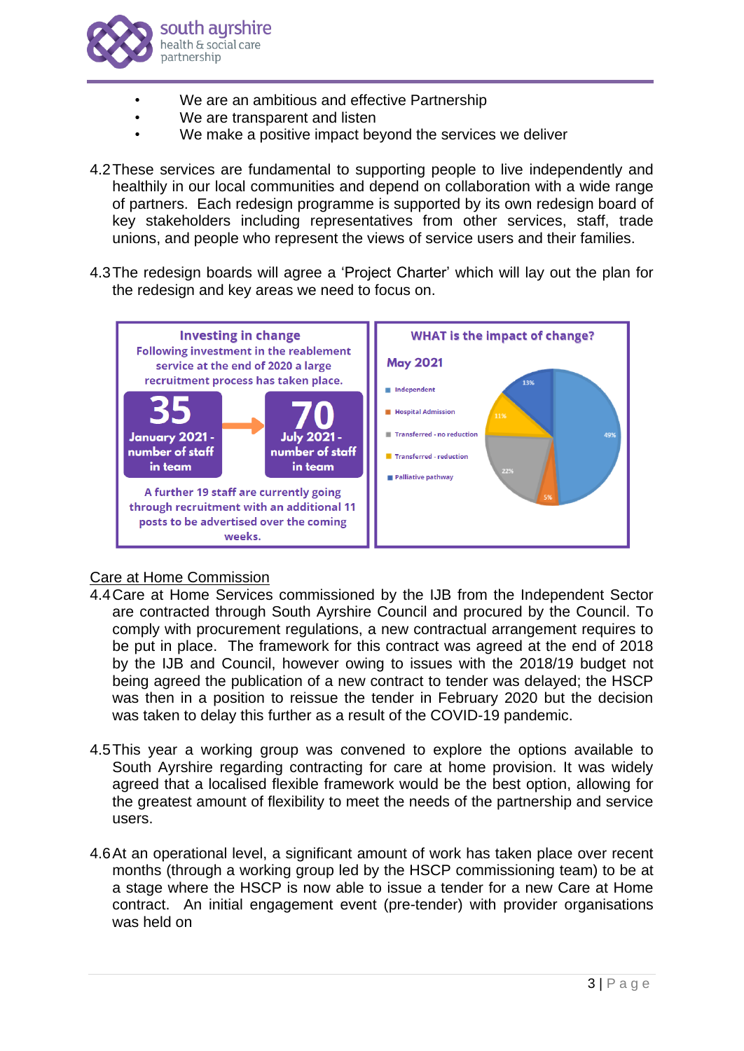- We are an ambitious and effective Partnership
- We are transparent and listen
- We make a positive impact beyond the services we deliver

4.2 These services are fundamental to supporting people to live independently and healthily in our local communities and depend on collaboration with a wide range of partners. Each redesign programme is supported by its own redesign board of key stakeholders including representatives from other services, staff, trade unions, and people who represent the views of service users and their families.

4.3 The redesign boards will agree a 'Project Charter' which will lay out the plan for the redesign and key areas we need to focus on.

**Investing in change**

**Following investment in the reablement service at the end of 2020 a large recruitment process has taken place.**

**35** — January 2021 - number of staff in team

**70** — July 2021 - number of staff in team

**A further 19 staff are currently going through recruitment with an additional 11 posts to be advertised over the coming weeks.**

**WHAT is the impact of change?**

**May 2021**

| Outcome | % |
|---|---|
| Independent | 49% |
| Hospital Admission | 5% |
| Transferred - no reduction | 22% |
| Transferred - reduction | 11% |
| Palliative pathway | 13% |

## Care at Home Commission

4.4 Care at Home Services commissioned by the IJB from the Independent Sector are contracted through South Ayrshire Council and procured by the Council. To comply with procurement regulations, a new contractual arrangement requires to be put in place. The framework for this contract was agreed at the end of 2018 by the IJB and Council, however owing to issues with the 2018/19 budget not being agreed the publication of a new contract to tender was delayed; the HSCP was then in a position to reissue the tender in February 2020 but the decision was taken to delay this further as a result of the COVID-19 pandemic.

4.5 This year a working group was convened to explore the options available to South Ayrshire regarding contracting for care at home provision. It was widely agreed that a localised flexible framework would be the best option, allowing for the greatest amount of flexibility to meet the needs of the partnership and service users.

4.6 At an operational level, a significant amount of work has taken place over recent months (through a working group led by the HSCP commissioning team) to be at a stage where the HSCP is now able to issue a tender for a new Care at Home contract. An initial engagement event (pre-tender) with provider organisations was held on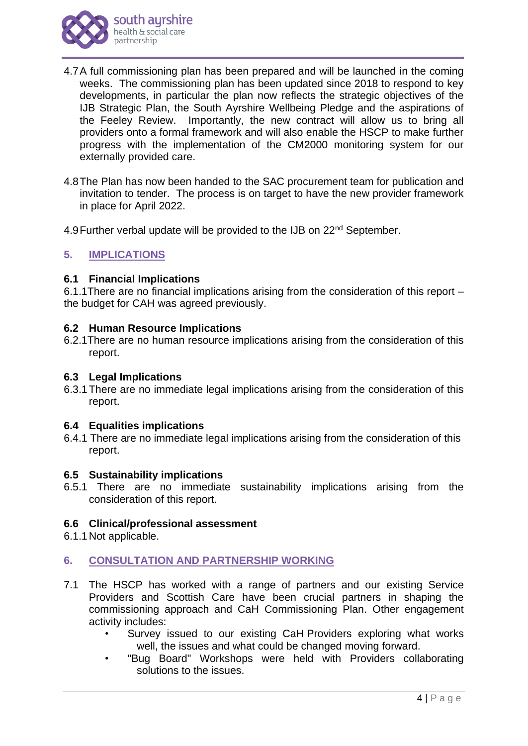4.7 A full commissioning plan has been prepared and will be launched in the coming weeks. The commissioning plan has been updated since 2018 to respond to key developments, in particular the plan now reflects the strategic objectives of the IJB Strategic Plan, the South Ayrshire Wellbeing Pledge and the aspirations of the Feeley Review. Importantly, the new contract will allow us to bring all providers onto a formal framework and will also enable the HSCP to make further progress with the implementation of the CM2000 monitoring system for our externally provided care.

4.8 The Plan has now been handed to the SAC procurement team for publication and invitation to tender. The process is on target to have the new provider framework in place for April 2022.

4.9 Further verbal update will be provided to the IJB on 22nd September.

## 5. IMPLICATIONS

### 6.1 Financial Implications

6.1.1 There are no financial implications arising from the consideration of this report – the budget for CAH was agreed previously.

### 6.2 Human Resource Implications

6.2.1 There are no human resource implications arising from the consideration of this report.

### 6.3 Legal Implications

6.3.1 There are no immediate legal implications arising from the consideration of this report.

### 6.4 Equalities implications

6.4.1 There are no immediate legal implications arising from the consideration of this report.

### 6.5 Sustainability implications

6.5.1 There are no immediate sustainability implications arising from the consideration of this report.

### 6.6 Clinical/professional assessment

6.1.1 Not applicable.

## 6. CONSULTATION AND PARTNERSHIP WORKING

7.1 The HSCP has worked with a range of partners and our existing Service Providers and Scottish Care have been crucial partners in shaping the commissioning approach and CaH Commissioning Plan. Other engagement activity includes:

- Survey issued to our existing CaH Providers exploring what works well, the issues and what could be changed moving forward.
- "Bug Board" Workshops were held with Providers collaborating solutions to the issues.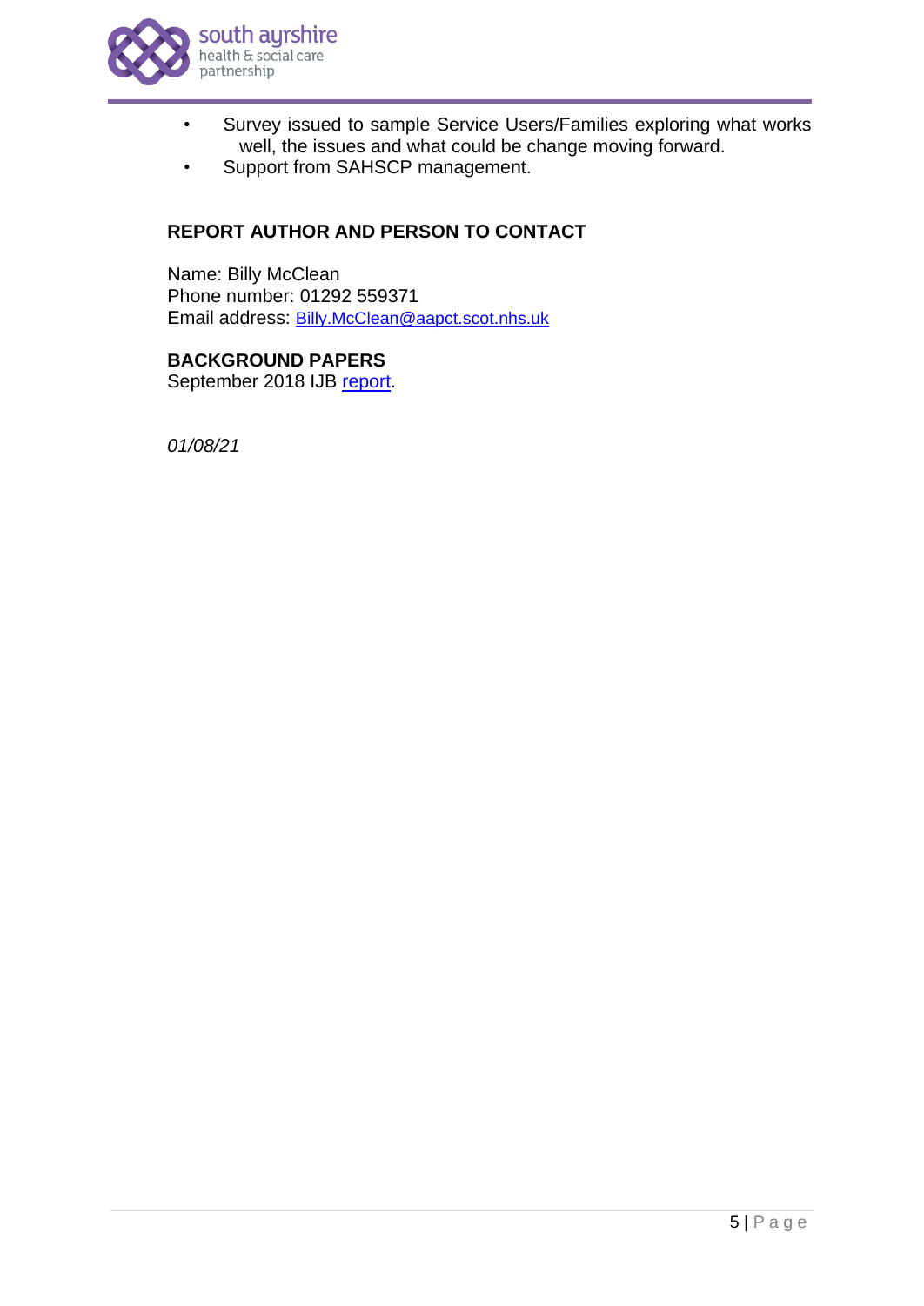- Survey issued to sample Service Users/Families exploring what works well, the issues and what could be change moving forward.
- Support from SAHSCP management.

**REPORT AUTHOR AND PERSON TO CONTACT**

Name: Billy McClean
Phone number: 01292 559371
Email address: Billy.McClean@aapct.scot.nhs.uk

**BACKGROUND PAPERS**
September 2018 IJB report.

*01/08/21*